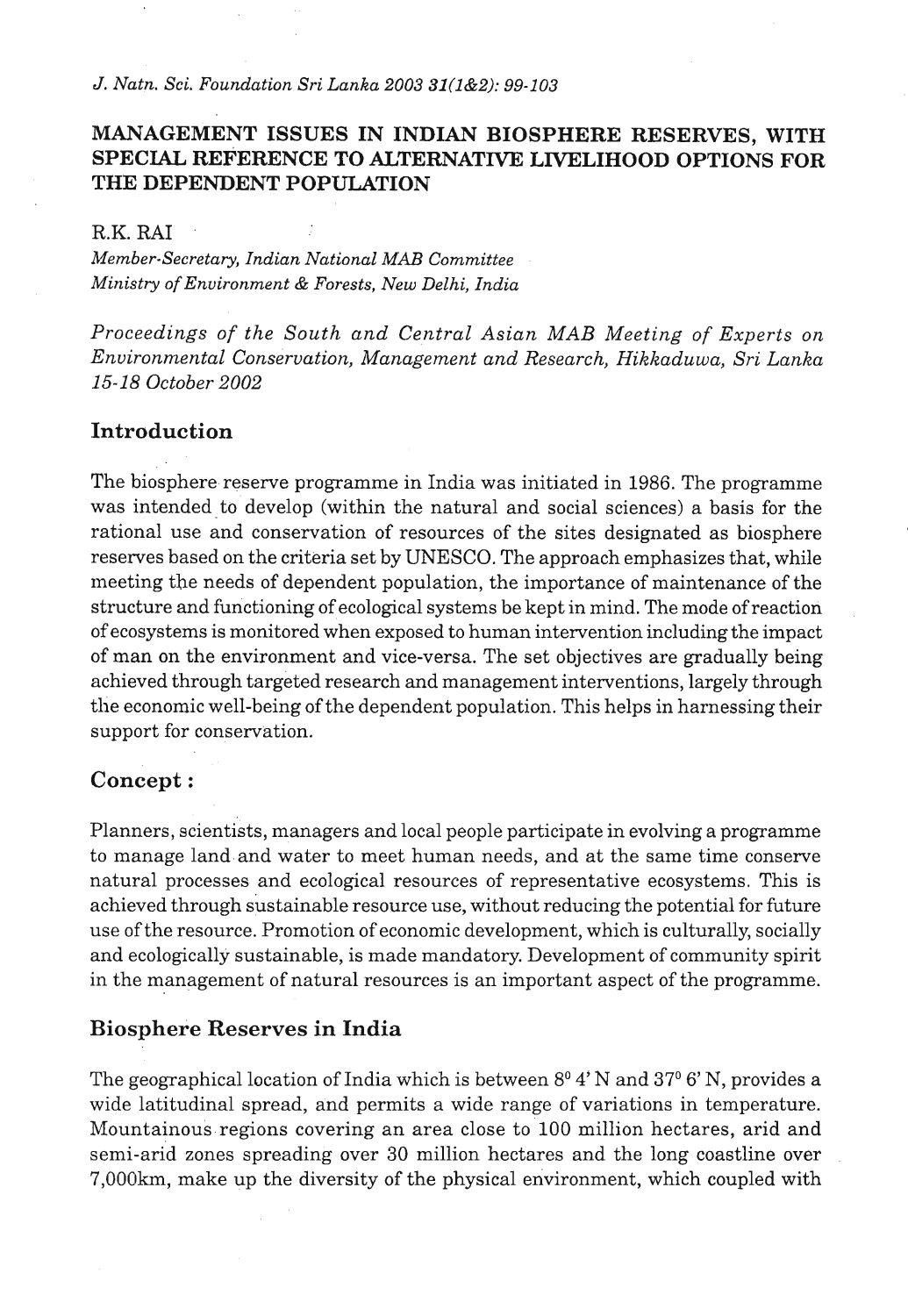# MANAGEMENT ISSUES IN INDIAN BIOSPHERE RESERVES, WITH SPECIAL REFERENCE TO ALTERNATIVE LIVELIHOOD OPTIONS FOR THE DEPENDENT POPULATION

R.K. RAI

*Member-Secretary, Indian National MAB Committee*
*Ministry of Environment & Forests, New Delhi, India*

*Proceedings of the South and Central Asian MAB Meeting of Experts on Environmental Conservation, Management and Research, Hikkaduwa, Sri Lanka 15-18 October 2002*

## Introduction

The biosphere reserve programme in India was initiated in 1986. The programme was intended to develop (within the natural and social sciences) a basis for the rational use and conservation of resources of the sites designated as biosphere reserves based on the criteria set by UNESCO. The approach emphasizes that, while meeting the needs of dependent population, the importance of maintenance of the structure and functioning of ecological systems be kept in mind. The mode of reaction of ecosystems is monitored when exposed to human intervention including the impact of man on the environment and vice-versa. The set objectives are gradually being achieved through targeted research and management interventions, largely through the economic well-being of the dependent population. This helps in harnessing their support for conservation.

## Concept :

Planners, scientists, managers and local people participate in evolving a programme to manage land and water to meet human needs, and at the same time conserve natural processes and ecological resources of representative ecosystems. This is achieved through sustainable resource use, without reducing the potential for future use of the resource. Promotion of economic development, which is culturally, socially and ecologically sustainable, is made mandatory. Development of community spirit in the management of natural resources is an important aspect of the programme.

## Biosphere Reserves in India

The geographical location of India which is between $8^0$ 4' N and $37^0$ 6' N, provides a wide latitudinal spread, and permits a wide range of variations in temperature. Mountainous regions covering an area close to 100 million hectares, arid and semi-arid zones spreading over 30 million hectares and the long coastline over 7,000km, make up the diversity of the physical environment, which coupled with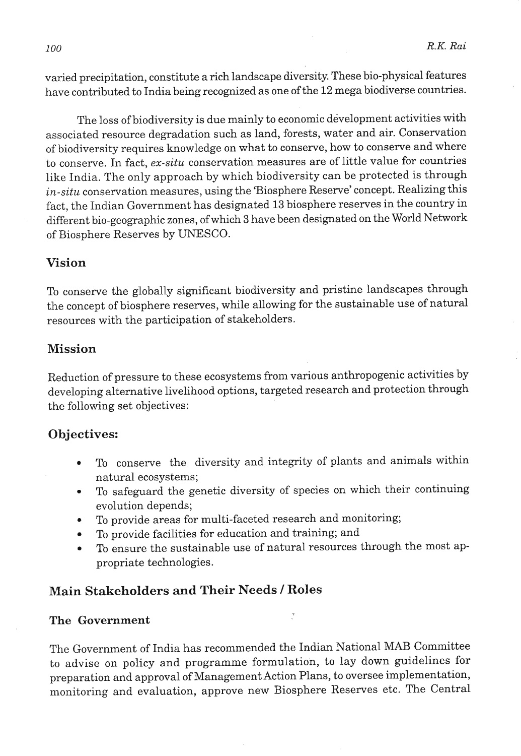varied precipitation, constitute a rich landscape diversity. These bio-physical features have contributed to India being recognized as one of the 12 mega biodiverse countries.

The loss of biodiversity is due mainly to economic development activities with associated resource degradation such as land, forests, water and air. Conservation of biodiversity requires knowledge on what to conserve, how to conserve and where to conserve. In fact, *ex-situ* conservation measures are of little value for countries like India. The only approach by which biodiversity can be protected is through *in-situ* conservation measures, using the 'Biosphere Reserve' concept. Realizing this fact, the Indian Government has designated 13 biosphere reserves in the country in different bio-geographic zones, of which 3 have been designated on the World Network of Biosphere Reserves by UNESCO.

## Vision

To conserve the globally significant biodiversity and pristine landscapes through the concept of biosphere reserves, while allowing for the sustainable use of natural resources with the participation of stakeholders.

## Mission

Reduction of pressure to these ecosystems from various anthropogenic activities by developing alternative livelihood options, targeted research and protection through the following set objectives:

## Objectives:

- To conserve the diversity and integrity of plants and animals within natural ecosystems;
- To safeguard the genetic diversity of species on which their continuing evolution depends;
- To provide areas for multi-faceted research and monitoring;
- To provide facilities for education and training; and
- To ensure the sustainable use of natural resources through the most appropriate technologies.

## Main Stakeholders and Their Needs / Roles

### The Government

The Government of India has recommended the Indian National MAB Committee to advise on policy and programme formulation, to lay down guidelines for preparation and approval of Management Action Plans, to oversee implementation, monitoring and evaluation, approve new Biosphere Reserves etc. The Central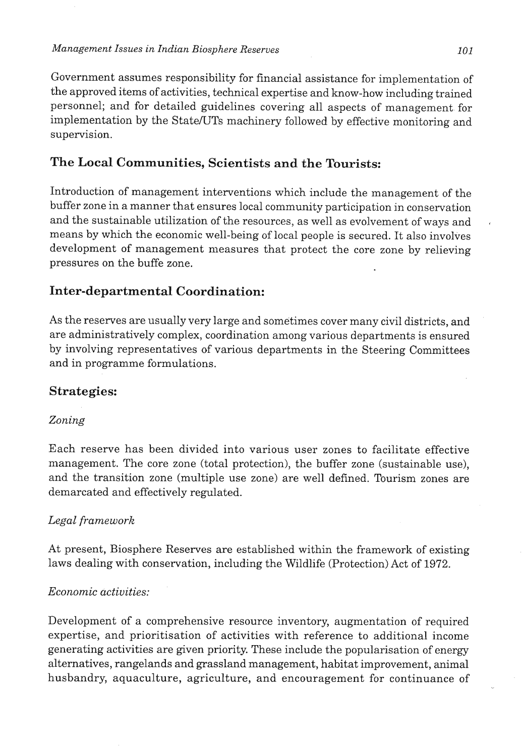Government assumes responsibility for financial assistance for implementation of the approved items of activities, technical expertise and know-how including trained personnel; and for detailed guidelines covering all aspects of management for implementation by the State/UTs machinery followed by effective monitoring and supervision.

## The Local Communities, Scientists and the Tourists:

Introduction of management interventions which include the management of the buffer zone in a manner that ensures local community participation in conservation and the sustainable utilization of the resources, as well as evolvement of ways and means by which the economic well-being of local people is secured. It also involves development of management measures that protect the core zone by relieving pressures on the buffe zone.

## Inter-departmental Coordination:

As the reserves are usually very large and sometimes cover many civil districts, and are administratively complex, coordination among various departments is ensured by involving representatives of various departments in the Steering Committees and in programme formulations.

## Strategies:

*Zoning*

Each reserve has been divided into various user zones to facilitate effective management. The core zone (total protection), the buffer zone (sustainable use), and the transition zone (multiple use zone) are well defined. Tourism zones are demarcated and effectively regulated.

*Legal framework*

At present, Biosphere Reserves are established within the framework of existing laws dealing with conservation, including the Wildlife (Protection) Act of 1972.

*Economic activities:*

Development of a comprehensive resource inventory, augmentation of required expertise, and prioritisation of activities with reference to additional income generating activities are given priority. These include the popularisation of energy alternatives, rangelands and grassland management, habitat improvement, animal husbandry, aquaculture, agriculture, and encouragement for continuance of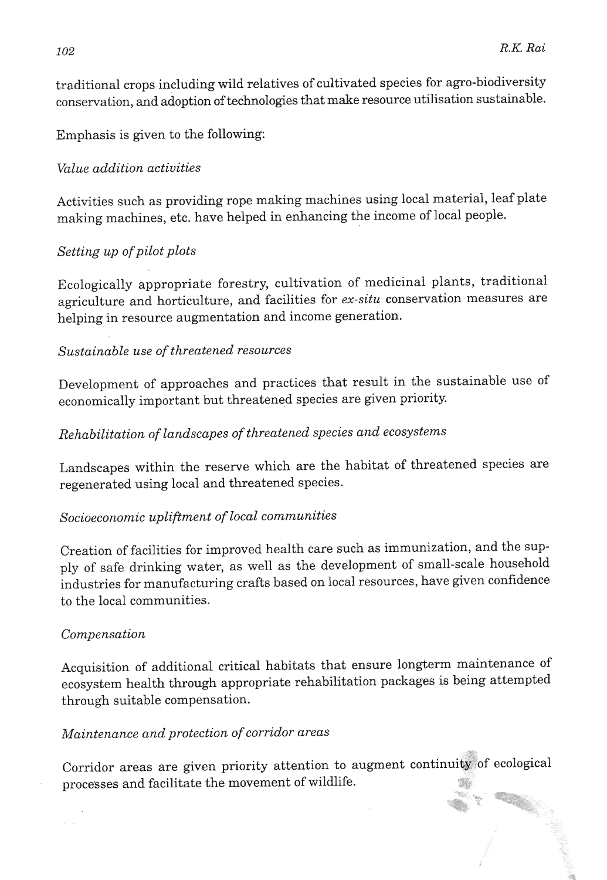traditional crops including wild relatives of cultivated species for agro-biodiversity conservation, and adoption of technologies that make resource utilisation sustainable.

Emphasis is given to the following:

*Value addition activities*

Activities such as providing rope making machines using local material, leaf plate making machines, etc. have helped in enhancing the income of local people.

*Setting up of pilot plots*

Ecologically appropriate forestry, cultivation of medicinal plants, traditional agriculture and horticulture, and facilities for *ex-situ* conservation measures are helping in resource augmentation and income generation.

*Sustainable use of threatened resources*

Development of approaches and practices that result in the sustainable use of economically important but threatened species are given priority.

*Rehabilitation of landscapes of threatened species and ecosystems*

Landscapes within the reserve which are the habitat of threatened species are regenerated using local and threatened species.

*Socioeconomic upliftment of local communities*

Creation of facilities for improved health care such as immunization, and the supply of safe drinking water, as well as the development of small-scale household industries for manufacturing crafts based on local resources, have given confidence to the local communities.

*Compensation*

Acquisition of additional critical habitats that ensure longterm maintenance of ecosystem health through appropriate rehabilitation packages is being attempted through suitable compensation.

*Maintenance and protection of corridor areas*

Corridor areas are given priority attention to augment continuity of ecological processes and facilitate the movement of wildlife.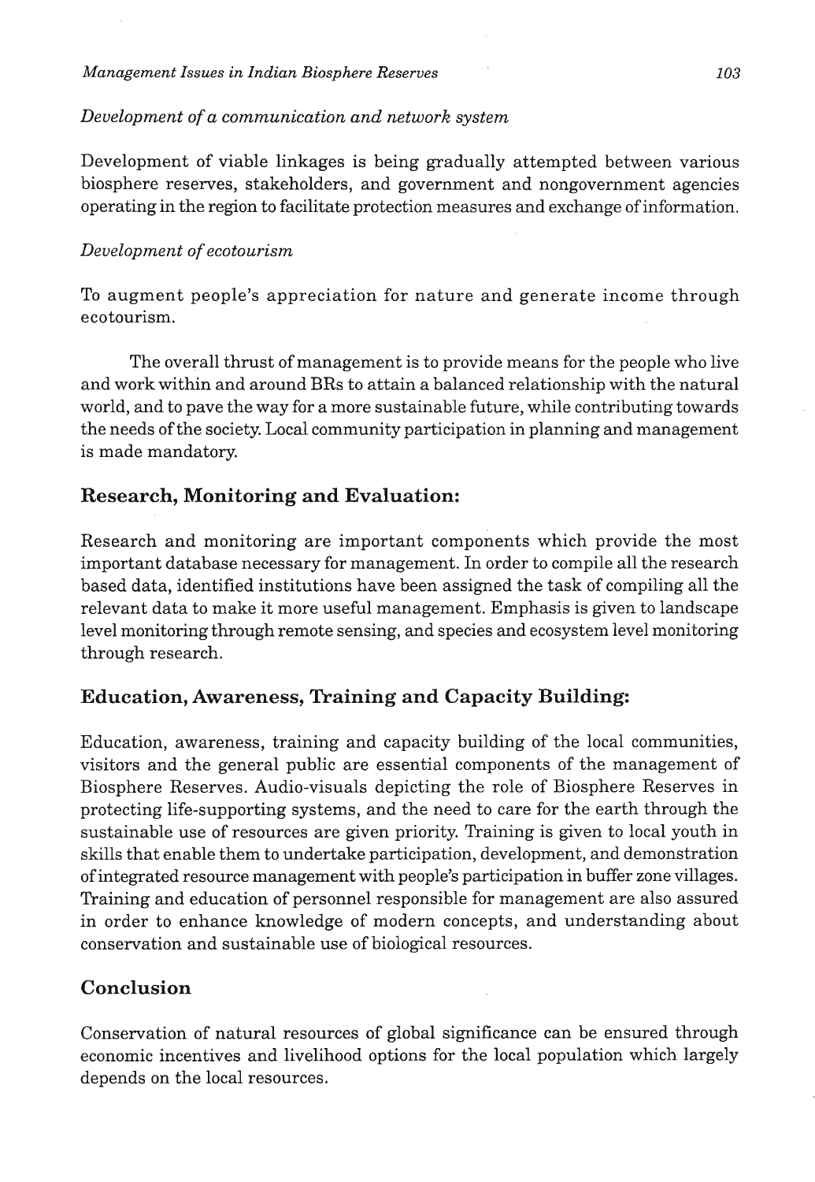*Development of a communication and network system*

Development of viable linkages is being gradually attempted between various biosphere reserves, stakeholders, and government and nongovernment agencies operating in the region to facilitate protection measures and exchange of information.

*Development of ecotourism*

To augment people's appreciation for nature and generate income through ecotourism.

The overall thrust of management is to provide means for the people who live and work within and around BRs to attain a balanced relationship with the natural world, and to pave the way for a more sustainable future, while contributing towards the needs of the society. Local community participation in planning and management is made mandatory.

## Research, Monitoring and Evaluation:

Research and monitoring are important components which provide the most important database necessary for management. In order to compile all the research based data, identified institutions have been assigned the task of compiling all the relevant data to make it more useful management. Emphasis is given to landscape level monitoring through remote sensing, and species and ecosystem level monitoring through research.

## Education, Awareness, Training and Capacity Building:

Education, awareness, training and capacity building of the local communities, visitors and the general public are essential components of the management of Biosphere Reserves. Audio-visuals depicting the role of Biosphere Reserves in protecting life-supporting systems, and the need to care for the earth through the sustainable use of resources are given priority. Training is given to local youth in skills that enable them to undertake participation, development, and demonstration of integrated resource management with people's participation in buffer zone villages. Training and education of personnel responsible for management are also assured in order to enhance knowledge of modern concepts, and understanding about conservation and sustainable use of biological resources.

## Conclusion

Conservation of natural resources of global significance can be ensured through economic incentives and livelihood options for the local population which largely depends on the local resources.